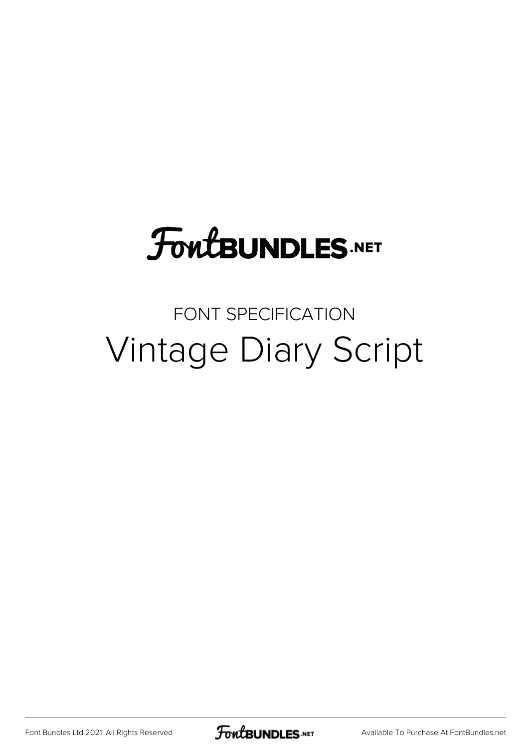FontBUNDLES.NET

FONT SPECIFICATION

# Vintage Diary Script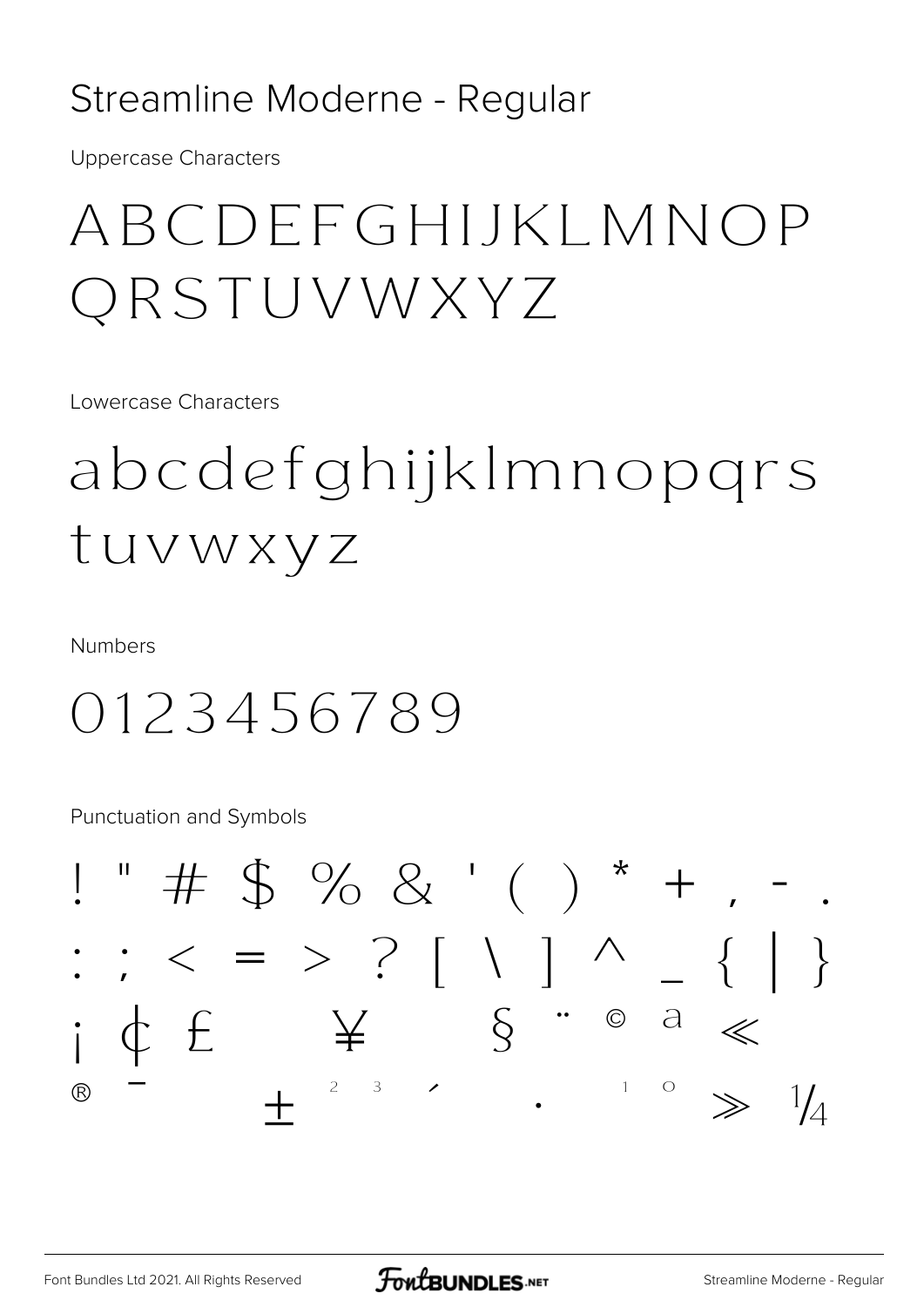# Streamline Moderne - Regular

Uppercase Characters

ABCDEFGHIJKLMNOP
QRSTUVWXYZ

Lowercase Characters

abcdefghijklmnopqrs
tuvwxyz

Numbers

0123456789

Punctuation and Symbols

! " # $ % & ' ( ) * + , - .
: ; < = > ? [ \ ] ^ _ { | }
¡ ¢ £ ¥ § ¨ © ª «
® ¯ ± ² ³ ´ · ¹ º » ¼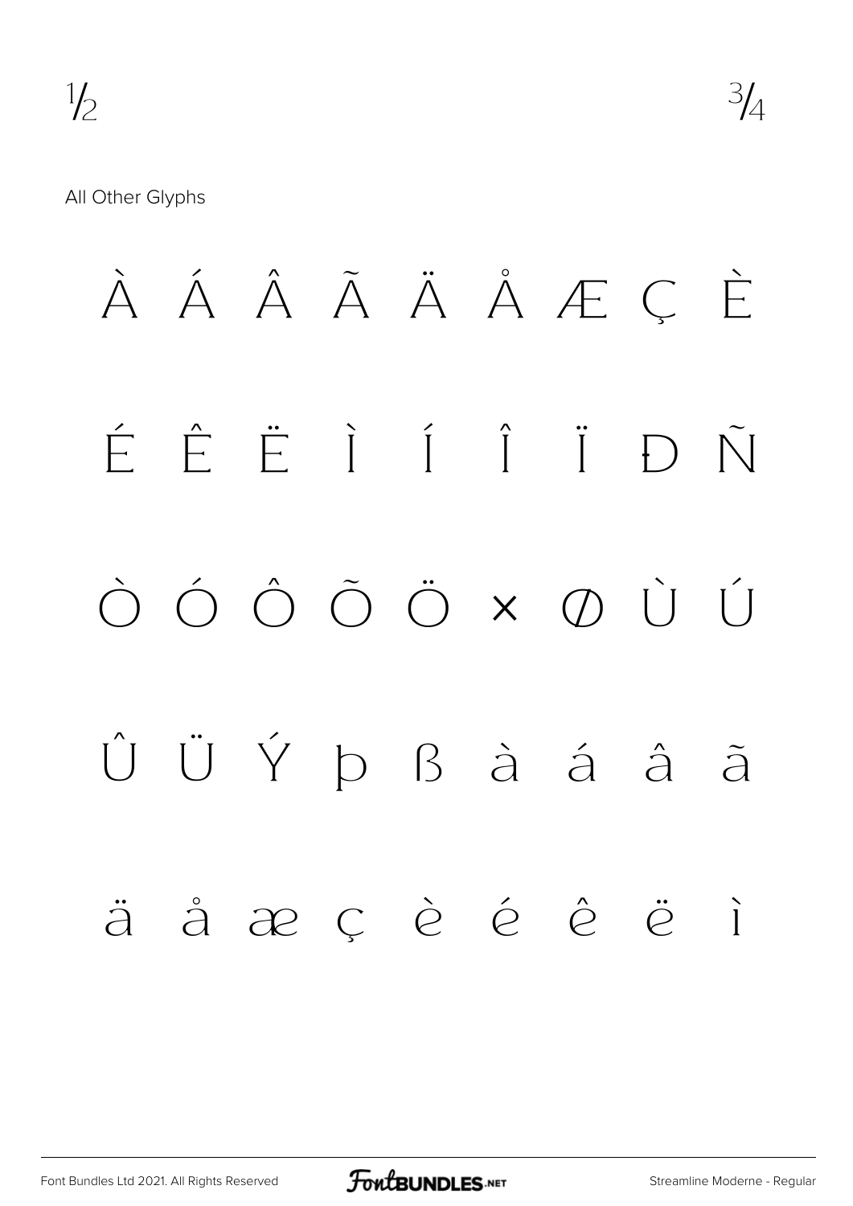½ ¾

All Other Glyphs

À Á Â Ã Ä Å Æ Ç È

É Ê Ë Ì Í Î Ï Ð Ñ

Ò Ó Ô Õ Ö × Ø Ù Ú

Û Ü Ý Þ ß à á â ã

ä å æ ç è é ê ë ì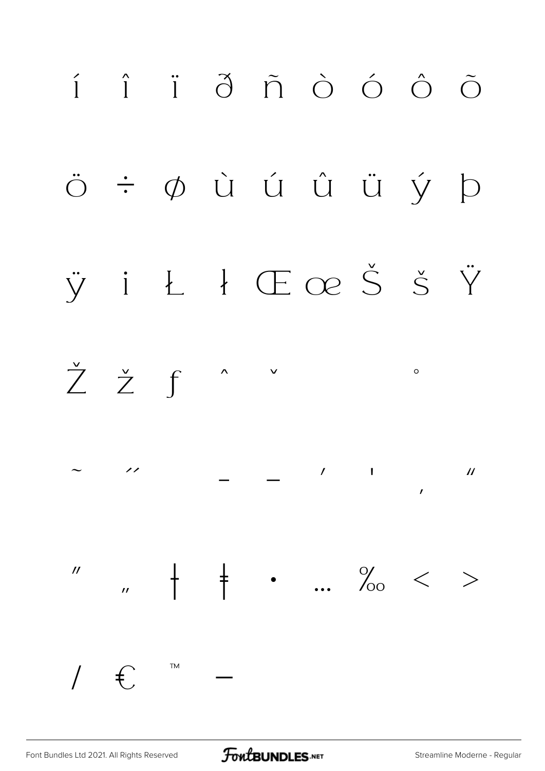í î ï ð ñ ò ó ô õ

ö ÷ ø ù ú û ü ý þ

ÿ ı Ł ł Œ œ Š š Ÿ

Ž ž ƒ ˆ ˇ ˚

˜ ˝ – — ‘ ’ ‚ “

” „ † ‡ • … ‰ ‹ ›

⁄ € ™ −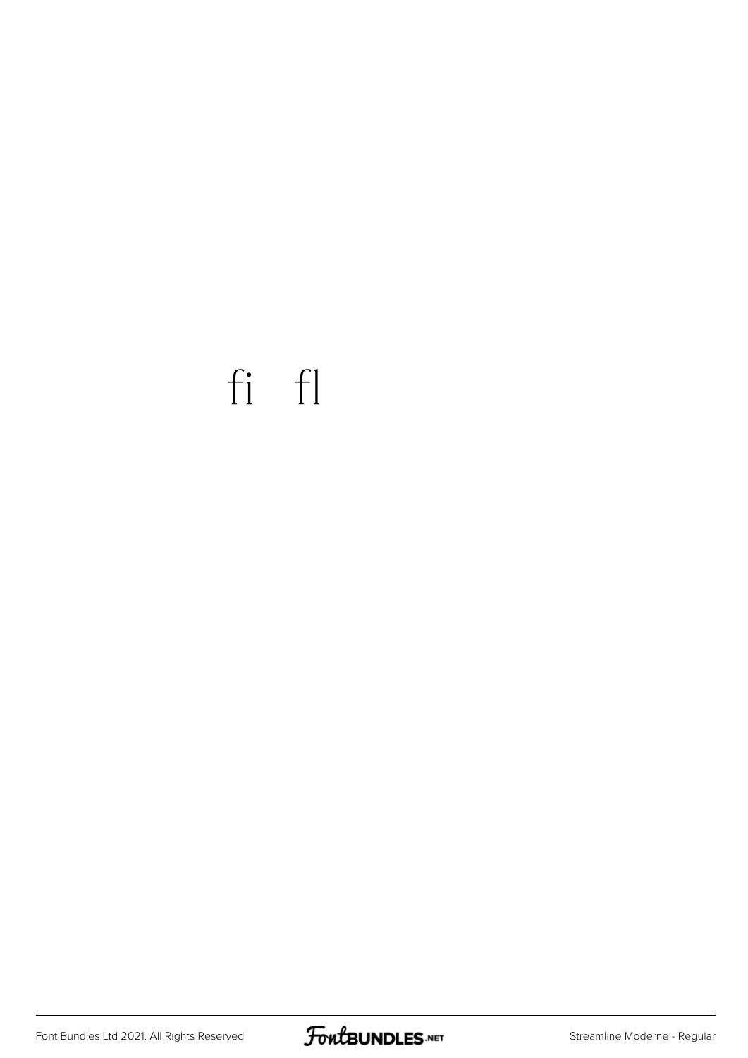fi fl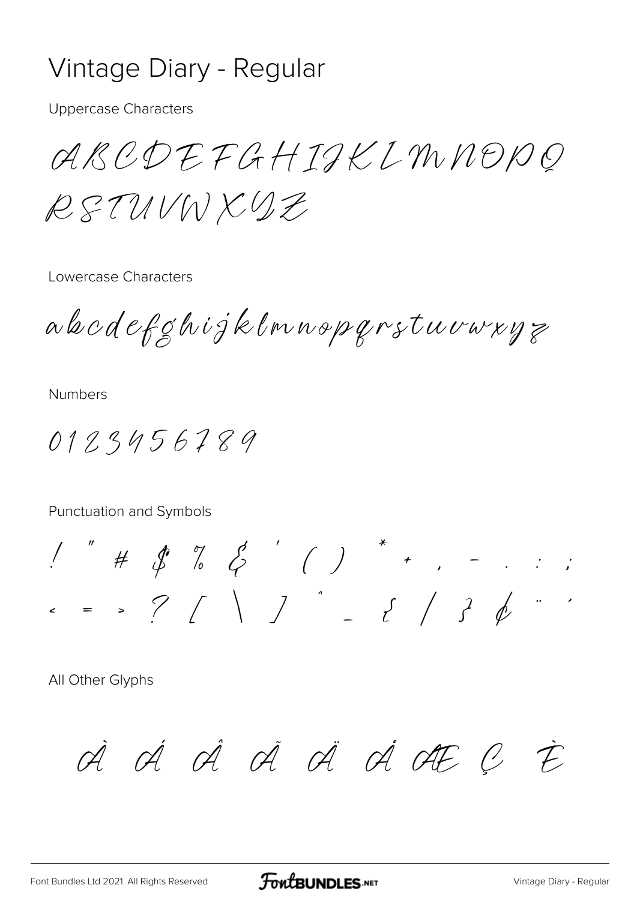# Vintage Diary - Regular

Uppercase Characters

ABCDEFGHIJKLMNOPQ
RSTUVWXYZ

Lowercase Characters

abcdefghijklmnopqrstuvwxyz

Numbers

0123456789

Punctuation and Symbols

! " # $ % & ' ( ) * + , - . : ;
< = > ? [ \ ] ^ _ { / } ¢ ¨ ´

All Other Glyphs

À Á Â Ã Ä Å Æ Ç È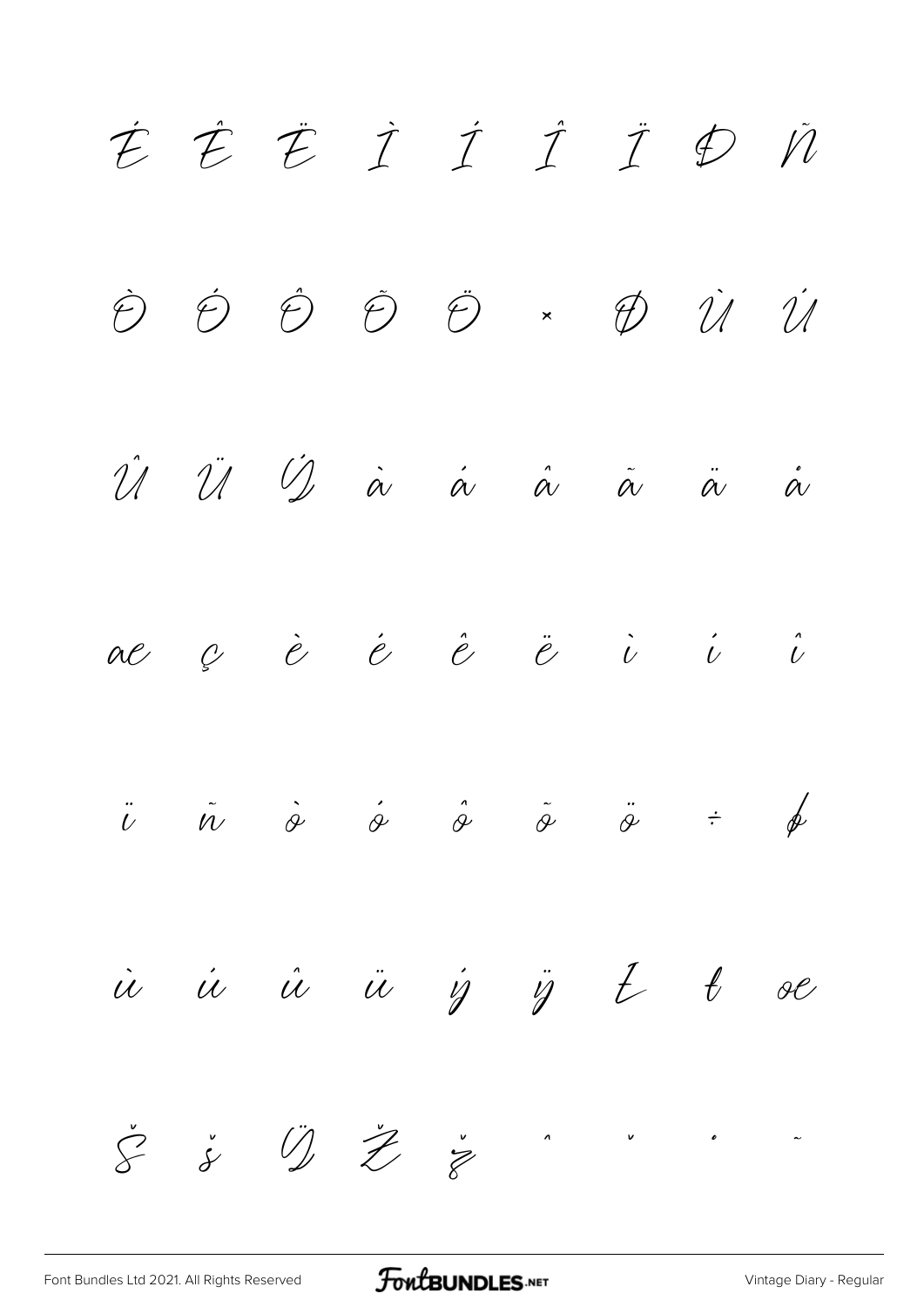É Ê Ë Ì Í Î Ï Đ Ñ

Ò Ó Ô Õ Ö × Ø Ù Ú

Û Ü Ý à á â ã ä å

æ ç è é ê ë ì í î

ï ñ ò ó ô õ ö ÷ ø

ù ú û ü ý ÿ Ł ł œ

Š š Ÿ Ž ž ˆ ˇ ˙ ˜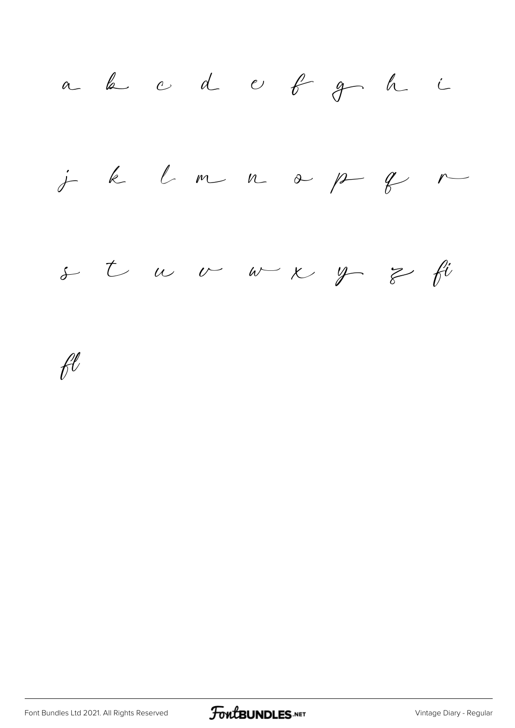a b c d e f g h i

j k l m n o p q r

s t u v w x y z fi

fl